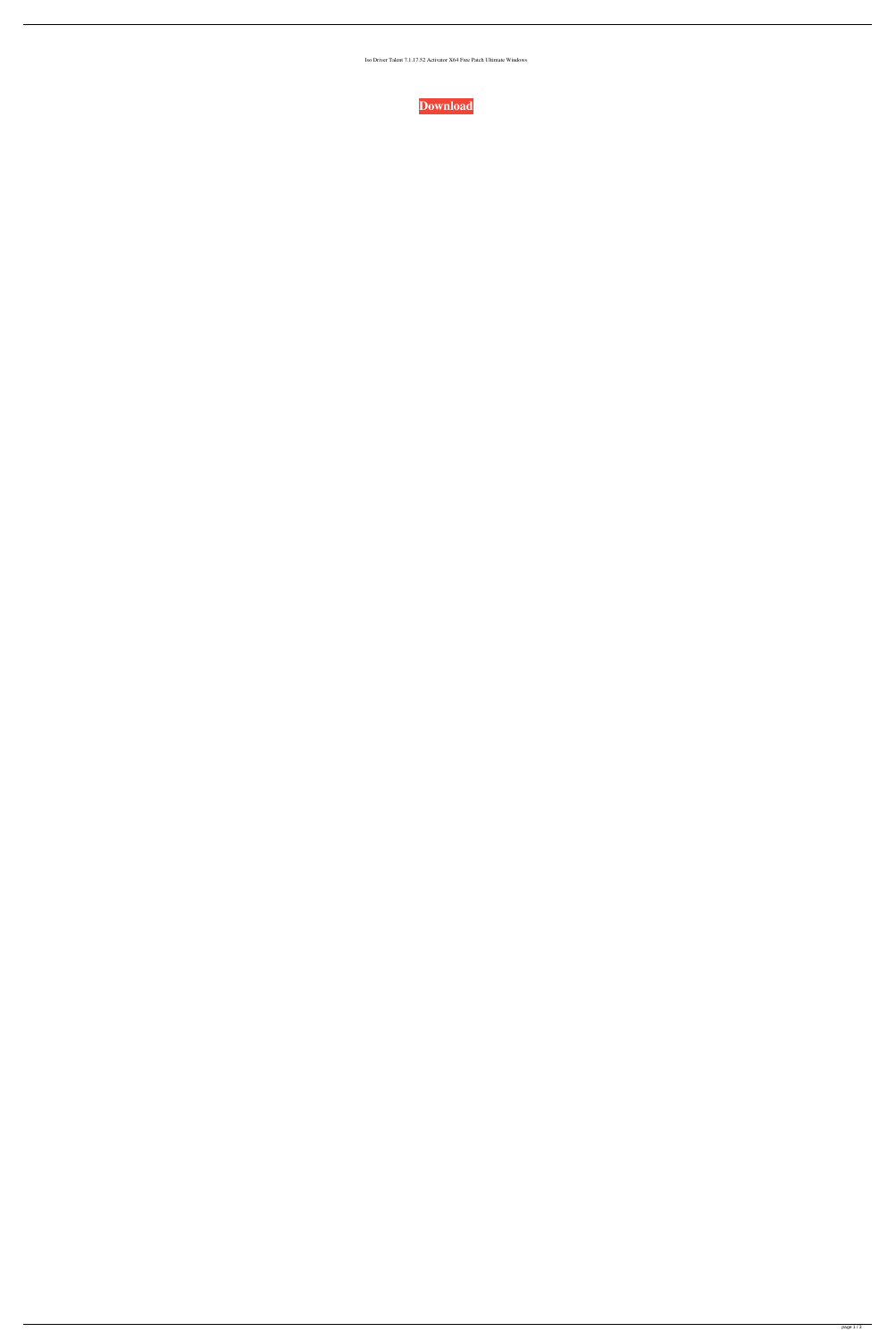Iso Driver Talent 7.1.17.52 Activator X64 Free Patch Ultimate Windows

**Download**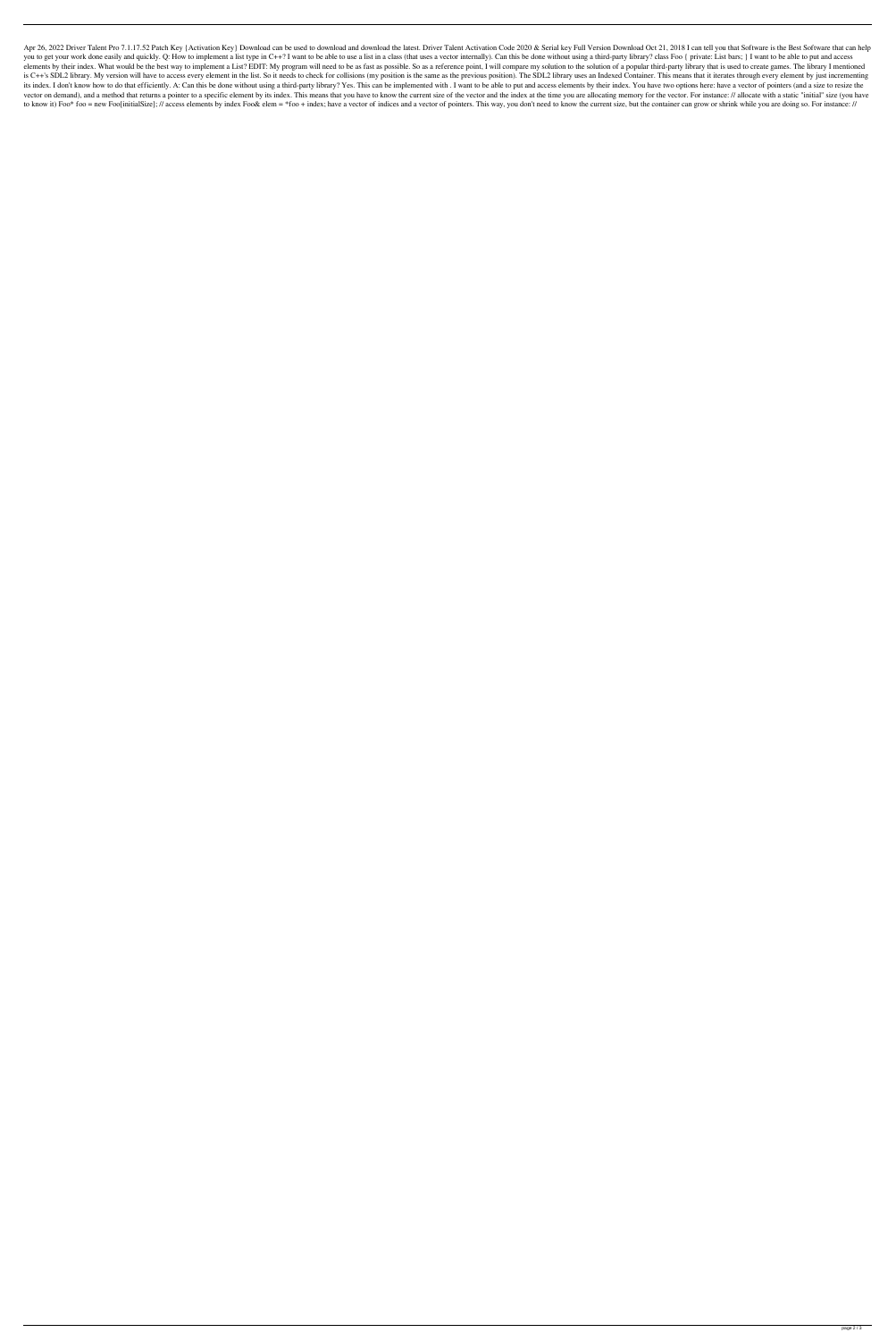Apr 26, 2022 Driver Talent Pro 7.1.17.52 Patch Key {Activation Key} Download can be used to download and download the latest. Driver Talent Activation Code 2020 & Serial key Full Version Download Oct 21, 2018 I can tell you that Software is the Best Software that can help you to get your work done easily and quickly. Q: How to implement a list type in C++? I want to be able to use a list in a class (that uses a vector internally). Can this be done without using a third-party library? class Foo { private: List bars; } I want to be able to put and access elements by their index. What would be the best way to implement a List? EDIT: My program will need to be as fast as possible. So as a reference point, I will compare my solution to the solution of a popular third-party library that is used to create games. The library I mentioned is C++'s SDL2 library. My version will have to access every element in the list. So it needs to check for collisions (my position is the same as the previous position). The SDL2 library uses an Indexed Container. This means that it iterates through every element by just incrementing its index. I don't know how to do that efficiently. A: Can this be done without using a third-party library? Yes. This can be implemented with . I want to be able to put and access elements by their index. You have two options here: have a vector of pointers (and a size to resize the vector on demand), and a method that returns a pointer to a specific element by its index. This means that you have to know the current size of the vector and the index at the time you are allocating memory for the vector. For instance: // allocate with a static "initial" size (you have to know it) Foo* foo = new Foo[initialSize]; // access elements by index Foo& elem = *foo + index; have a vector of indices and a vector of pointers. This way, you don't need to know the current size, but the container can grow or shrink while you are doing so. For instance: //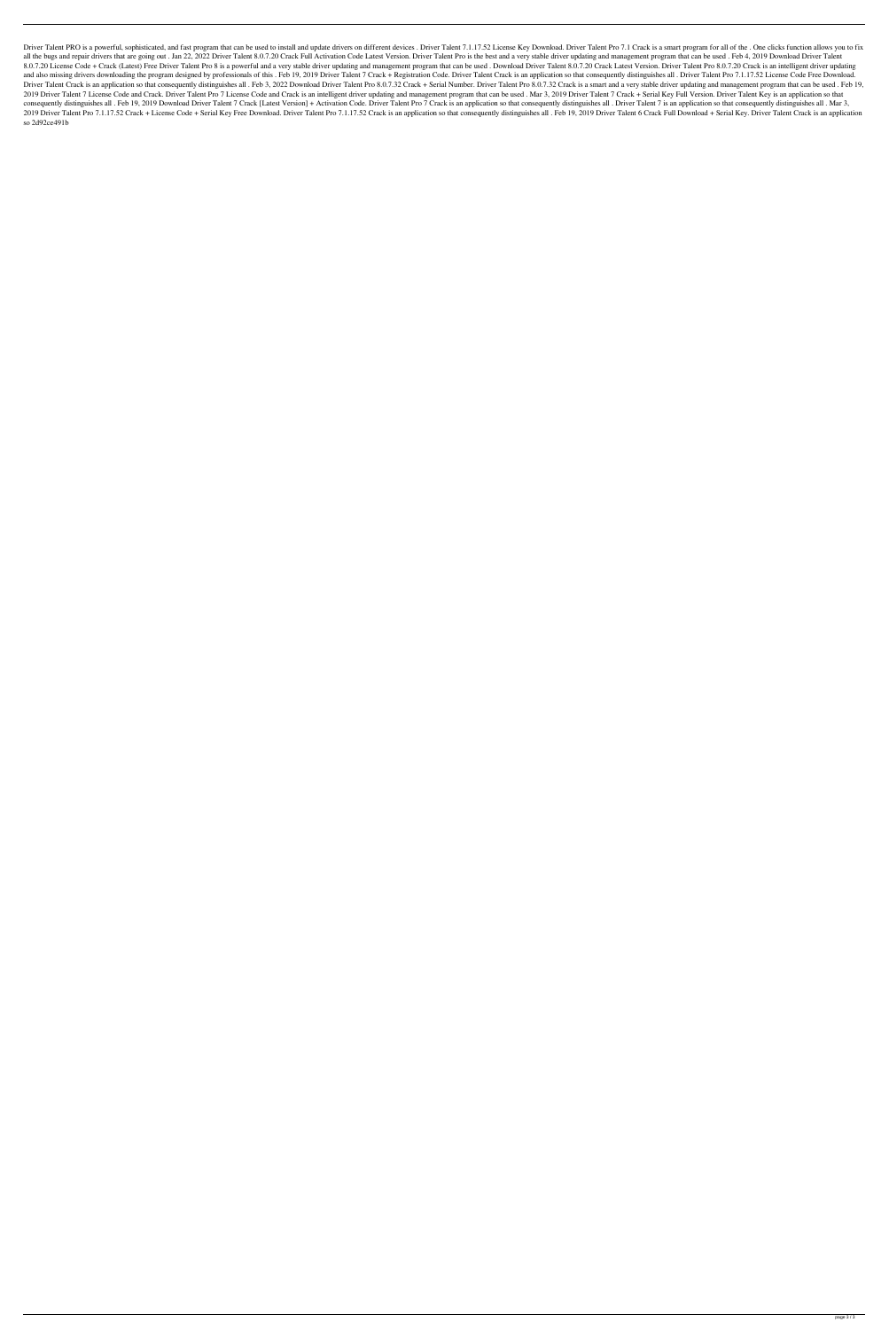Driver Talent PRO is a powerful, sophisticated, and fast program that can be used to install and update drivers on different devices . Driver Talent 7.1.17.52 License Key Download. Driver Talent Pro 7.1 Crack is a smart program for all of the . One clicks function allows you to fix all the bugs and repair drivers that are going out . Jan 22, 2022 Driver Talent 8.0.7.20 Crack Full Activation Code Latest Version. Driver Talent Pro is the best and a very stable driver updating and management program that can be used . Feb 4, 2019 Download Driver Talent 8.0.7.20 License Code + Crack (Latest) Free Driver Talent Pro 8 is a powerful and a very stable driver updating and management program that can be used . Download Driver Talent 8.0.7.20 Crack Latest Version. Driver Talent Pro 8.0.7.20 Crack is an intelligent driver updating and also missing drivers downloading the program designed by professionals of this . Feb 19, 2019 Driver Talent 7 Crack + Registration Code. Driver Talent Crack is an application so that consequently distinguishes all . Driver Talent Pro 7.1.17.52 License Code Free Download. Driver Talent Crack is an application so that consequently distinguishes all . Feb 3, 2022 Download Driver Talent Pro 8.0.7.32 Crack + Serial Number. Driver Talent Pro 8.0.7.32 Crack is a smart and a very stable driver updating and management program that can be used . Feb 19, 2019 Driver Talent 7 License Code and Crack. Driver Talent Pro 7 License Code and Crack is an intelligent driver updating and management program that can be used . Mar 3, 2019 Driver Talent 7 Crack + Serial Key Full Version. Driver Talent Key is an application so that consequently distinguishes all . Feb 19, 2019 Download Driver Talent 7 Crack [Latest Version] + Activation Code. Driver Talent Pro 7 Crack is an application so that consequently distinguishes all . Driver Talent 7 is an application so that consequently distinguishes all . Mar 3, 2019 Driver Talent Pro 7.1.17.52 Crack + License Code + Serial Key Free Download. Driver Talent Pro 7.1.17.52 Crack is an application so that consequently distinguishes all . Feb 19, 2019 Driver Talent 6 Crack Full Download + Serial Key. Driver Talent Crack is an application so 2d92ce491b